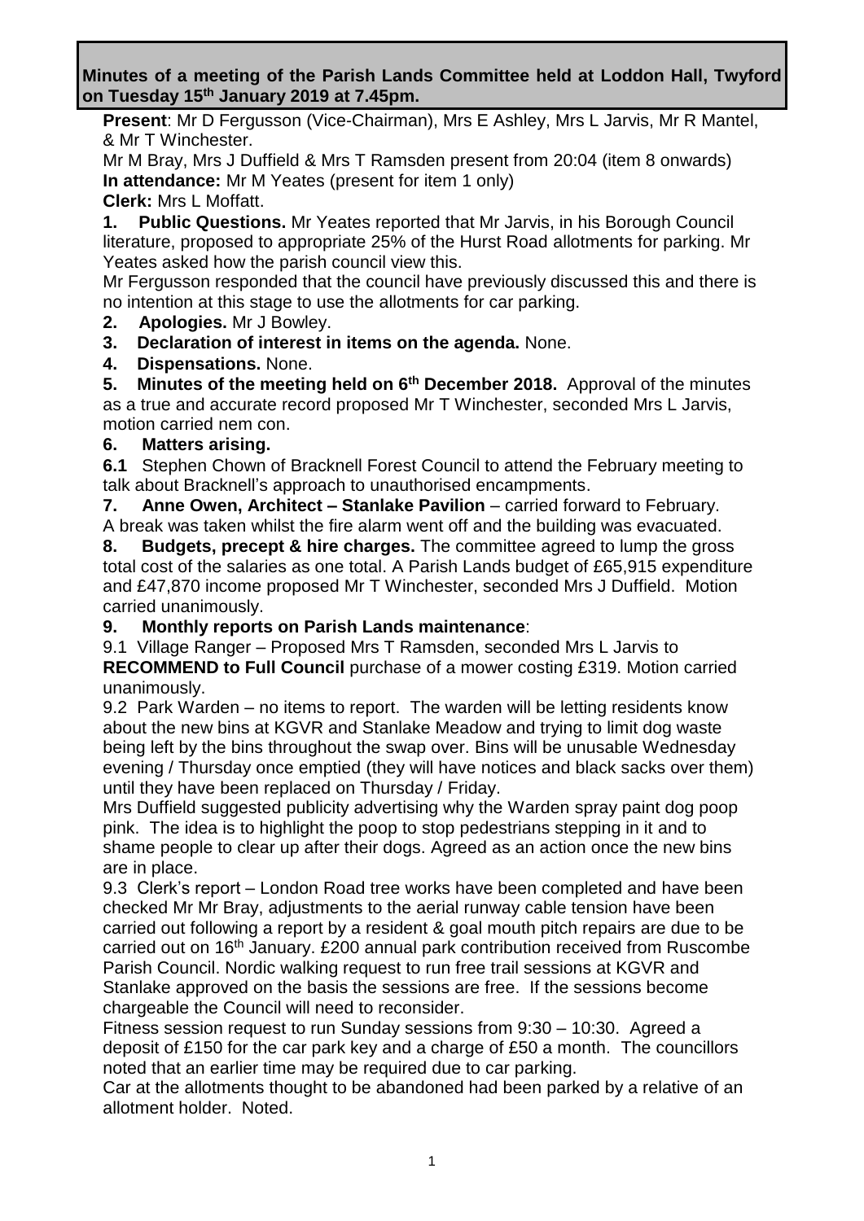**Minutes of a meeting of the Parish Lands Committee held at Loddon Hall, Twyford on Tuesday 15th January 2019 at 7.45pm.**

**Present**: Mr D Fergusson (Vice-Chairman), Mrs E Ashley, Mrs L Jarvis, Mr R Mantel, & Mr T Winchester.

Mr M Bray, Mrs J Duffield & Mrs T Ramsden present from 20:04 (item 8 onwards)

**In attendance:** Mr M Yeates (present for item 1 only)

**Clerk:** Mrs L Moffatt.

**1. Public Questions.** Mr Yeates reported that Mr Jarvis, in his Borough Council literature, proposed to appropriate 25% of the Hurst Road allotments for parking. Mr Yeates asked how the parish council view this.

Mr Fergusson responded that the council have previously discussed this and there is no intention at this stage to use the allotments for car parking.

**2. Apologies.** Mr J Bowley.

**3. Declaration of interest in items on the agenda.** None.

**4. Dispensations.** None.

**5. Minutes of the meeting held on 6th December 2018.** Approval of the minutes as a true and accurate record proposed Mr T Winchester, seconded Mrs L Jarvis, motion carried nem con.

**6. Matters arising.**

**6.1** Stephen Chown of Bracknell Forest Council to attend the February meeting to talk about Bracknell's approach to unauthorised encampments.

**7. Anne Owen, Architect – Stanlake Pavilion** – carried forward to February.

A break was taken whilst the fire alarm went off and the building was evacuated.

**8. Budgets, precept & hire charges.** The committee agreed to lump the gross total cost of the salaries as one total. A Parish Lands budget of £65,915 expenditure and £47,870 income proposed Mr T Winchester, seconded Mrs J Duffield. Motion carried unanimously.

**9. Monthly reports on Parish Lands maintenance**:

9.1 Village Ranger – Proposed Mrs T Ramsden, seconded Mrs L Jarvis to **RECOMMEND to Full Council** purchase of a mower costing £319. Motion carried unanimously.

9.2 Park Warden – no items to report. The warden will be letting residents know about the new bins at KGVR and Stanlake Meadow and trying to limit dog waste being left by the bins throughout the swap over. Bins will be unusable Wednesday evening / Thursday once emptied (they will have notices and black sacks over them) until they have been replaced on Thursday / Friday.

Mrs Duffield suggested publicity advertising why the Warden spray paint dog poop pink. The idea is to highlight the poop to stop pedestrians stepping in it and to shame people to clear up after their dogs. Agreed as an action once the new bins are in place.

9.3 Clerk's report – London Road tree works have been completed and have been checked Mr Mr Bray, adjustments to the aerial runway cable tension have been carried out following a report by a resident & goal mouth pitch repairs are due to be carried out on 16th January. £200 annual park contribution received from Ruscombe Parish Council. Nordic walking request to run free trail sessions at KGVR and Stanlake approved on the basis the sessions are free. If the sessions become chargeable the Council will need to reconsider.

Fitness session request to run Sunday sessions from 9:30 – 10:30. Agreed a deposit of £150 for the car park key and a charge of £50 a month. The councillors noted that an earlier time may be required due to car parking.

Car at the allotments thought to be abandoned had been parked by a relative of an allotment holder. Noted.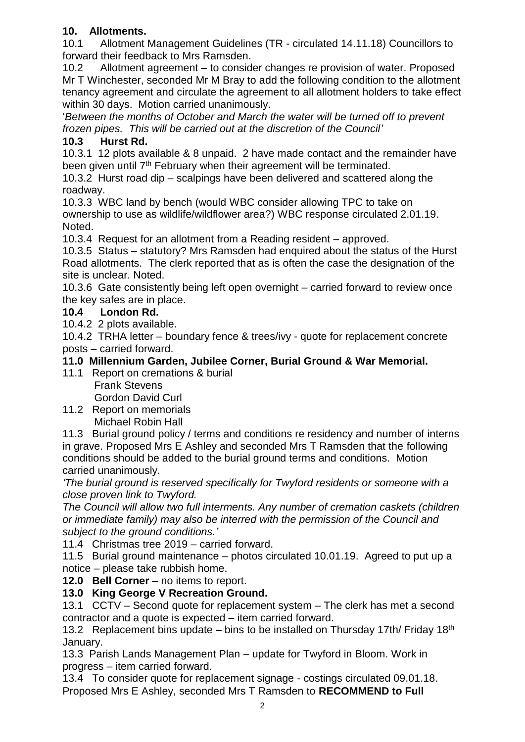## 10. Allotments.

10.1 Allotment Management Guidelines (TR - circulated 14.11.18) Councillors to forward their feedback to Mrs Ramsden.

10.2 Allotment agreement – to consider changes re provision of water. Proposed Mr T Winchester, seconded Mr M Bray to add the following condition to the allotment tenancy agreement and circulate the agreement to all allotment holders to take effect within 30 days. Motion carried unanimously.

'*Between the months of October and March the water will be turned off to prevent frozen pipes. This will be carried out at the discretion of the Council'*

### 10.3 Hurst Rd.

10.3.1 12 plots available & 8 unpaid. 2 have made contact and the remainder have been given until 7th February when their agreement will be terminated.

10.3.2 Hurst road dip – scalpings have been delivered and scattered along the roadway.

10.3.3 WBC land by bench (would WBC consider allowing TPC to take on ownership to use as wildlife/wildflower area?) WBC response circulated 2.01.19. Noted.

10.3.4 Request for an allotment from a Reading resident – approved.

10.3.5 Status – statutory? Mrs Ramsden had enquired about the status of the Hurst Road allotments. The clerk reported that as is often the case the designation of the site is unclear. Noted.

10.3.6 Gate consistently being left open overnight – carried forward to review once the key safes are in place.

### 10.4 London Rd.

10.4.2 2 plots available.

10.4.2 TRHA letter – boundary fence & trees/ivy - quote for replacement concrete posts – carried forward.

## 11.0 Millennium Garden, Jubilee Corner, Burial Ground & War Memorial.

11.1 Report on cremations & burial
Frank Stevens
Gordon David Curl

11.2 Report on memorials
Michael Robin Hall

11.3 Burial ground policy / terms and conditions re residency and number of interns in grave. Proposed Mrs E Ashley and seconded Mrs T Ramsden that the following conditions should be added to the burial ground terms and conditions. Motion carried unanimously.

*'The burial ground is reserved specifically for Twyford residents or someone with a close proven link to Twyford.*

*The Council will allow two full interments. Any number of cremation caskets (children or immediate family) may also be interred with the permission of the Council and subject to the ground conditions.'*

11.4 Christmas tree 2019 – carried forward.

11.5 Burial ground maintenance – photos circulated 10.01.19. Agreed to put up a notice – please take rubbish home.

**12.0 Bell Corner** – no items to report.

## 13.0 King George V Recreation Ground.

13.1 CCTV – Second quote for replacement system – The clerk has met a second contractor and a quote is expected – item carried forward.

13.2 Replacement bins update – bins to be installed on Thursday 17th/ Friday 18th January.

13.3 Parish Lands Management Plan – update for Twyford in Bloom. Work in progress – item carried forward.

13.4 To consider quote for replacement signage - costings circulated 09.01.18. Proposed Mrs E Ashley, seconded Mrs T Ramsden to **RECOMMEND to Full**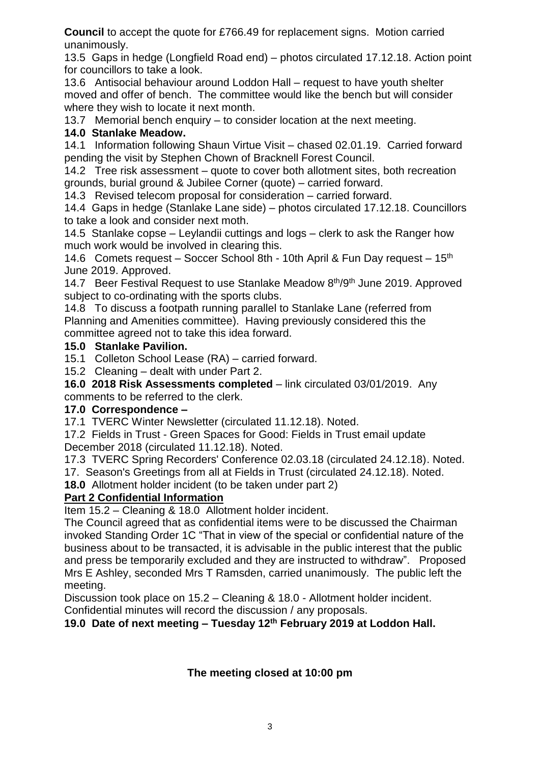**Council** to accept the quote for £766.49 for replacement signs. Motion carried unanimously.

13.5 Gaps in hedge (Longfield Road end) – photos circulated 17.12.18. Action point for councillors to take a look.

13.6 Antisocial behaviour around Loddon Hall – request to have youth shelter moved and offer of bench. The committee would like the bench but will consider where they wish to locate it next month.

13.7 Memorial bench enquiry – to consider location at the next meeting.

**14.0 Stanlake Meadow.**

14.1 Information following Shaun Virtue Visit – chased 02.01.19. Carried forward pending the visit by Stephen Chown of Bracknell Forest Council.

14.2 Tree risk assessment – quote to cover both allotment sites, both recreation grounds, burial ground & Jubilee Corner (quote) – carried forward.

14.3 Revised telecom proposal for consideration – carried forward.

14.4 Gaps in hedge (Stanlake Lane side) – photos circulated 17.12.18. Councillors to take a look and consider next moth.

14.5 Stanlake copse – Leylandii cuttings and logs – clerk to ask the Ranger how much work would be involved in clearing this.

14.6 Comets request – Soccer School 8th - 10th April & Fun Day request – 15th June 2019. Approved.

14.7 Beer Festival Request to use Stanlake Meadow 8th/9th June 2019. Approved subject to co-ordinating with the sports clubs.

14.8 To discuss a footpath running parallel to Stanlake Lane (referred from Planning and Amenities committee). Having previously considered this the committee agreed not to take this idea forward.

**15.0 Stanlake Pavilion.**

15.1 Colleton School Lease (RA) – carried forward.

15.2 Cleaning – dealt with under Part 2.

**16.0 2018 Risk Assessments completed** – link circulated 03/01/2019. Any comments to be referred to the clerk.

**17.0 Correspondence –**

17.1 TVERC Winter Newsletter (circulated 11.12.18). Noted.

17.2 Fields in Trust - Green Spaces for Good: Fields in Trust email update December 2018 (circulated 11.12.18). Noted.

17.3 TVERC Spring Recorders' Conference 02.03.18 (circulated 24.12.18). Noted.

17. Season's Greetings from all at Fields in Trust (circulated 24.12.18). Noted.

**18.0** Allotment holder incident (to be taken under part 2)

**Part 2 Confidential Information**

Item 15.2 – Cleaning & 18.0 Allotment holder incident.

The Council agreed that as confidential items were to be discussed the Chairman invoked Standing Order 1C "That in view of the special or confidential nature of the business about to be transacted, it is advisable in the public interest that the public and press be temporarily excluded and they are instructed to withdraw". Proposed Mrs E Ashley, seconded Mrs T Ramsden, carried unanimously. The public left the meeting.

Discussion took place on 15.2 – Cleaning & 18.0 - Allotment holder incident. Confidential minutes will record the discussion / any proposals.

**19.0 Date of next meeting – Tuesday 12th February 2019 at Loddon Hall.**

**The meeting closed at 10:00 pm**